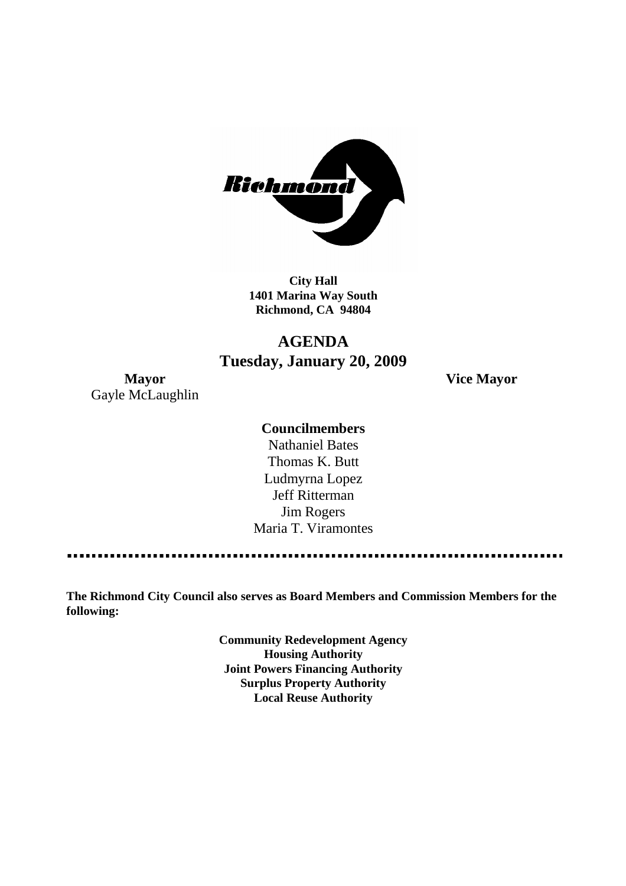**City Hall**
**1401 Marina Way South**
**Richmond, CA 94804**

# AGENDA
## Tuesday, January 20, 2009

**Mayor**
Gayle McLaughlin

**Vice Mayor**

**Councilmembers**
Nathaniel Bates
Thomas K. Butt
Ludmyrna Lopez
Jeff Ritterman
Jim Rogers
Maria T. Viramontes

---

**The Richmond City Council also serves as Board Members and Commission Members for the following:**

**Community Redevelopment Agency**
**Housing Authority**
**Joint Powers Financing Authority**
**Surplus Property Authority**
**Local Reuse Authority**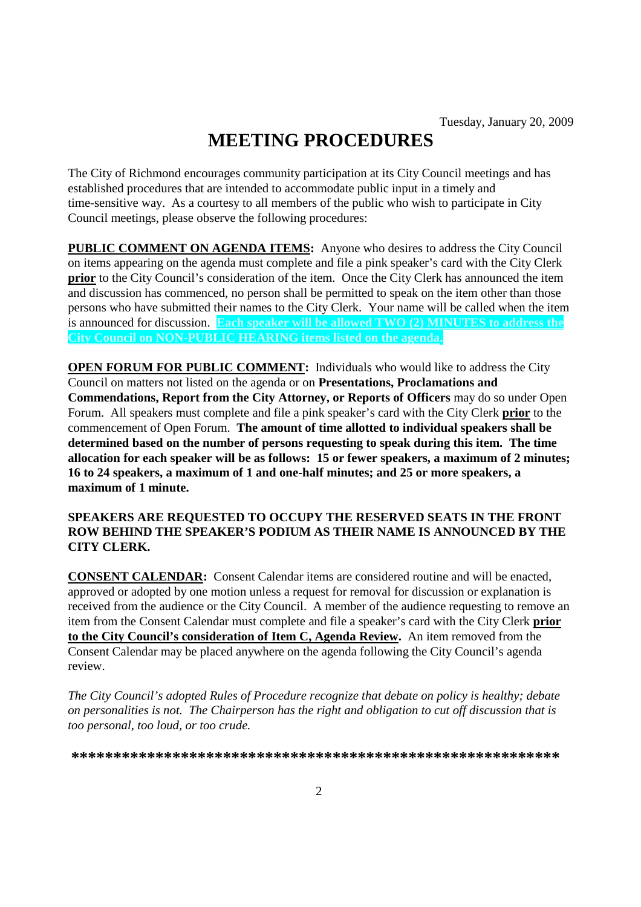Tuesday, January 20, 2009

# MEETING PROCEDURES

The City of Richmond encourages community participation at its City Council meetings and has established procedures that are intended to accommodate public input in a timely and time-sensitive way. As a courtesy to all members of the public who wish to participate in City Council meetings, please observe the following procedures:

**PUBLIC COMMENT ON AGENDA ITEMS:** Anyone who desires to address the City Council on items appearing on the agenda must complete and file a pink speaker's card with the City Clerk **prior** to the City Council's consideration of the item. Once the City Clerk has announced the item and discussion has commenced, no person shall be permitted to speak on the item other than those persons who have submitted their names to the City Clerk. Your name will be called when the item is announced for discussion. **Each speaker will be allowed TWO (2) MINUTES to address the City Council on NON-PUBLIC HEARING items listed on the agenda.**

**OPEN FORUM FOR PUBLIC COMMENT:** Individuals who would like to address the City Council on matters not listed on the agenda or on **Presentations, Proclamations and Commendations, Report from the City Attorney, or Reports of Officers** may do so under Open Forum. All speakers must complete and file a pink speaker's card with the City Clerk **prior** to the commencement of Open Forum. **The amount of time allotted to individual speakers shall be determined based on the number of persons requesting to speak during this item. The time allocation for each speaker will be as follows: 15 or fewer speakers, a maximum of 2 minutes; 16 to 24 speakers, a maximum of 1 and one-half minutes; and 25 or more speakers, a maximum of 1 minute.**

**SPEAKERS ARE REQUESTED TO OCCUPY THE RESERVED SEATS IN THE FRONT ROW BEHIND THE SPEAKER'S PODIUM AS THEIR NAME IS ANNOUNCED BY THE CITY CLERK.**

**CONSENT CALENDAR:** Consent Calendar items are considered routine and will be enacted, approved or adopted by one motion unless a request for removal for discussion or explanation is received from the audience or the City Council. A member of the audience requesting to remove an item from the Consent Calendar must complete and file a speaker's card with the City Clerk **prior to the City Council's consideration of Item C, Agenda Review.** An item removed from the Consent Calendar may be placed anywhere on the agenda following the City Council's agenda review.

*The City Council's adopted Rules of Procedure recognize that debate on policy is healthy; debate on personalities is not. The Chairperson has the right and obligation to cut off discussion that is too personal, too loud, or too crude.*

**************************************************************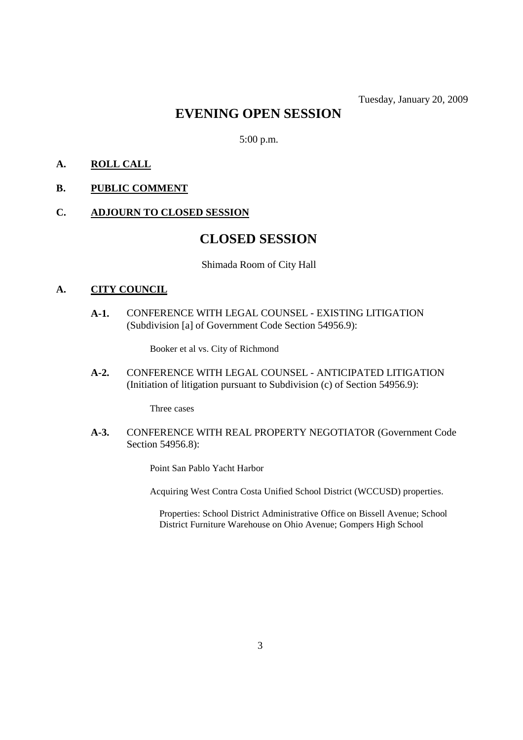Tuesday, January 20, 2009

# EVENING OPEN SESSION

5:00 p.m.

**A. ROLL CALL**

**B. PUBLIC COMMENT**

**C. ADJOURN TO CLOSED SESSION**

# CLOSED SESSION

Shimada Room of City Hall

**A. CITY COUNCIL**

**A-1.** CONFERENCE WITH LEGAL COUNSEL - EXISTING LITIGATION (Subdivision [a] of Government Code Section 54956.9):

Booker et al vs. City of Richmond

**A-2.** CONFERENCE WITH LEGAL COUNSEL - ANTICIPATED LITIGATION (Initiation of litigation pursuant to Subdivision (c) of Section 54956.9):

Three cases

**A-3.** CONFERENCE WITH REAL PROPERTY NEGOTIATOR (Government Code Section 54956.8):

Point San Pablo Yacht Harbor

Acquiring West Contra Costa Unified School District (WCCUSD) properties.

Properties: School District Administrative Office on Bissell Avenue; School District Furniture Warehouse on Ohio Avenue; Gompers High School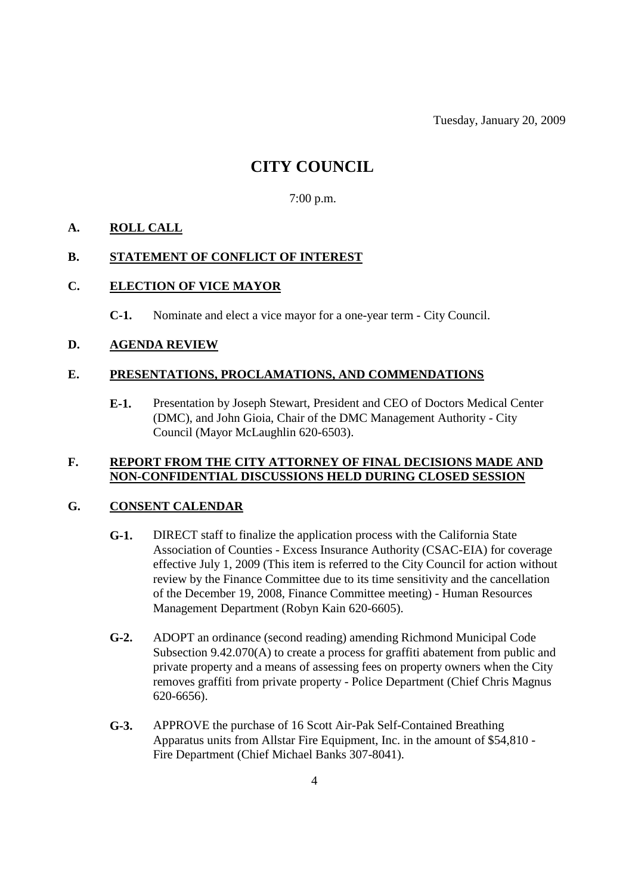Tuesday, January 20, 2009

# CITY COUNCIL

7:00 p.m.

**A. ROLL CALL**

**B. STATEMENT OF CONFLICT OF INTEREST**

**C. ELECTION OF VICE MAYOR**

**C-1.** Nominate and elect a vice mayor for a one-year term - City Council.

**D. AGENDA REVIEW**

**E. PRESENTATIONS, PROCLAMATIONS, AND COMMENDATIONS**

**E-1.** Presentation by Joseph Stewart, President and CEO of Doctors Medical Center (DMC), and John Gioia, Chair of the DMC Management Authority - City Council (Mayor McLaughlin 620-6503).

**F. REPORT FROM THE CITY ATTORNEY OF FINAL DECISIONS MADE AND NON-CONFIDENTIAL DISCUSSIONS HELD DURING CLOSED SESSION**

**G. CONSENT CALENDAR**

**G-1.** DIRECT staff to finalize the application process with the California State Association of Counties - Excess Insurance Authority (CSAC-EIA) for coverage effective July 1, 2009 (This item is referred to the City Council for action without review by the Finance Committee due to its time sensitivity and the cancellation of the December 19, 2008, Finance Committee meeting) - Human Resources Management Department (Robyn Kain 620-6605).

**G-2.** ADOPT an ordinance (second reading) amending Richmond Municipal Code Subsection 9.42.070(A) to create a process for graffiti abatement from public and private property and a means of assessing fees on property owners when the City removes graffiti from private property - Police Department (Chief Chris Magnus 620-6656).

**G-3.** APPROVE the purchase of 16 Scott Air-Pak Self-Contained Breathing Apparatus units from Allstar Fire Equipment, Inc. in the amount of $54,810 - Fire Department (Chief Michael Banks 307-8041).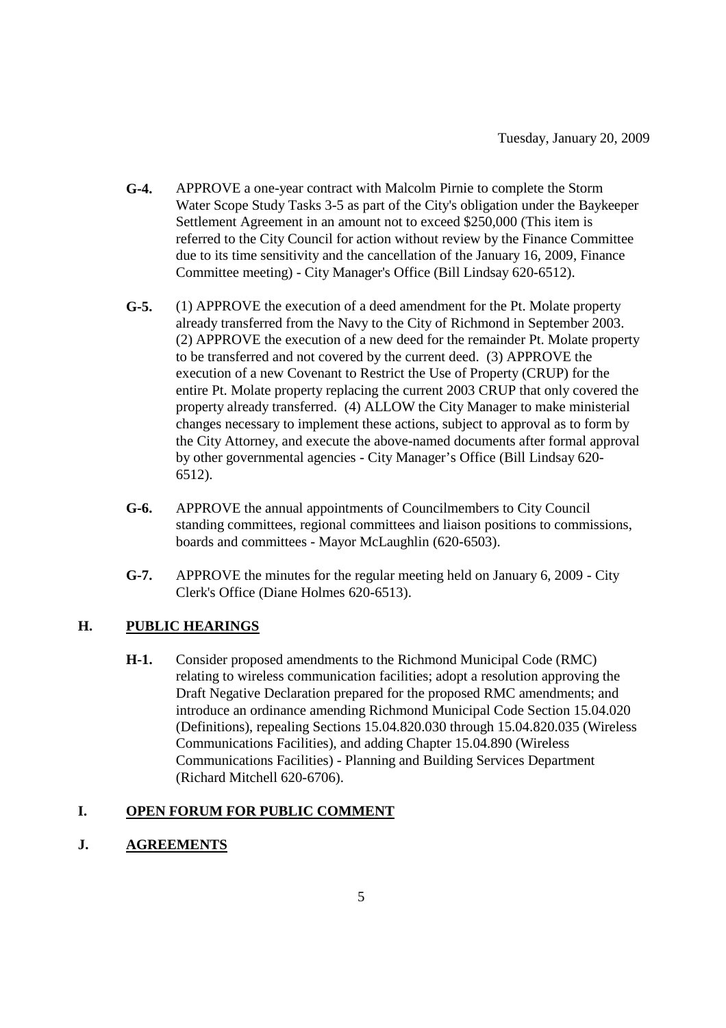**G-4.** APPROVE a one-year contract with Malcolm Pirnie to complete the Storm Water Scope Study Tasks 3-5 as part of the City's obligation under the Baykeeper Settlement Agreement in an amount not to exceed $250,000 (This item is referred to the City Council for action without review by the Finance Committee due to its time sensitivity and the cancellation of the January 16, 2009, Finance Committee meeting) - City Manager's Office (Bill Lindsay 620-6512).

**G-5.** (1) APPROVE the execution of a deed amendment for the Pt. Molate property already transferred from the Navy to the City of Richmond in September 2003. (2) APPROVE the execution of a new deed for the remainder Pt. Molate property to be transferred and not covered by the current deed. (3) APPROVE the execution of a new Covenant to Restrict the Use of Property (CRUP) for the entire Pt. Molate property replacing the current 2003 CRUP that only covered the property already transferred. (4) ALLOW the City Manager to make ministerial changes necessary to implement these actions, subject to approval as to form by the City Attorney, and execute the above-named documents after formal approval by other governmental agencies - City Manager's Office (Bill Lindsay 620-6512).

**G-6.** APPROVE the annual appointments of Councilmembers to City Council standing committees, regional committees and liaison positions to commissions, boards and committees - Mayor McLaughlin (620-6503).

**G-7.** APPROVE the minutes for the regular meeting held on January 6, 2009 - City Clerk's Office (Diane Holmes 620-6513).

## H. PUBLIC HEARINGS

**H-1.** Consider proposed amendments to the Richmond Municipal Code (RMC) relating to wireless communication facilities; adopt a resolution approving the Draft Negative Declaration prepared for the proposed RMC amendments; and introduce an ordinance amending Richmond Municipal Code Section 15.04.020 (Definitions), repealing Sections 15.04.820.030 through 15.04.820.035 (Wireless Communications Facilities), and adding Chapter 15.04.890 (Wireless Communications Facilities) - Planning and Building Services Department (Richard Mitchell 620-6706).

## I. OPEN FORUM FOR PUBLIC COMMENT

## J. AGREEMENTS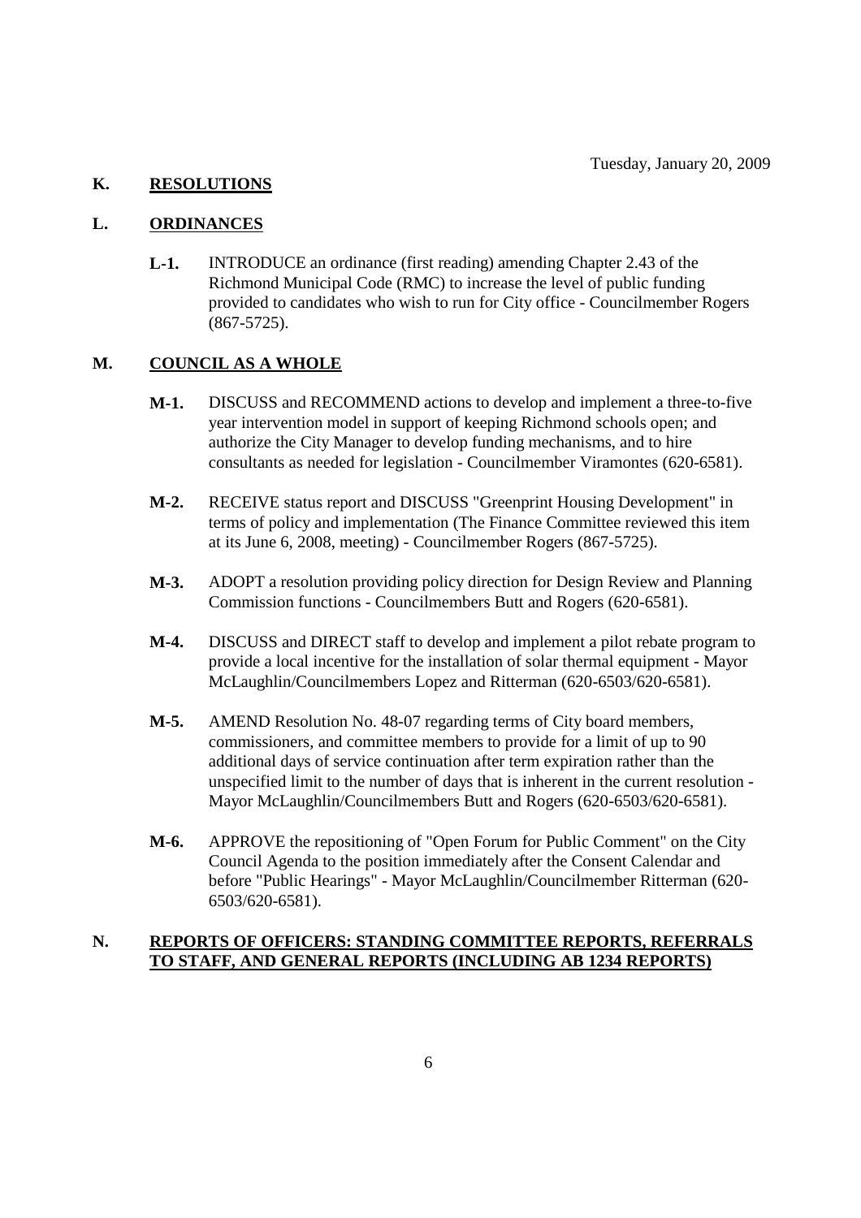Tuesday, January 20, 2009

## K. RESOLUTIONS

## L. ORDINANCES

**L-1.** INTRODUCE an ordinance (first reading) amending Chapter 2.43 of the Richmond Municipal Code (RMC) to increase the level of public funding provided to candidates who wish to run for City office - Councilmember Rogers (867-5725).

## M. COUNCIL AS A WHOLE

**M-1.** DISCUSS and RECOMMEND actions to develop and implement a three-to-five year intervention model in support of keeping Richmond schools open; and authorize the City Manager to develop funding mechanisms, and to hire consultants as needed for legislation - Councilmember Viramontes (620-6581).

**M-2.** RECEIVE status report and DISCUSS "Greenprint Housing Development" in terms of policy and implementation (The Finance Committee reviewed this item at its June 6, 2008, meeting) - Councilmember Rogers (867-5725).

**M-3.** ADOPT a resolution providing policy direction for Design Review and Planning Commission functions - Councilmembers Butt and Rogers (620-6581).

**M-4.** DISCUSS and DIRECT staff to develop and implement a pilot rebate program to provide a local incentive for the installation of solar thermal equipment - Mayor McLaughlin/Councilmembers Lopez and Ritterman (620-6503/620-6581).

**M-5.** AMEND Resolution No. 48-07 regarding terms of City board members, commissioners, and committee members to provide for a limit of up to 90 additional days of service continuation after term expiration rather than the unspecified limit to the number of days that is inherent in the current resolution - Mayor McLaughlin/Councilmembers Butt and Rogers (620-6503/620-6581).

**M-6.** APPROVE the repositioning of "Open Forum for Public Comment" on the City Council Agenda to the position immediately after the Consent Calendar and before "Public Hearings" - Mayor McLaughlin/Councilmember Ritterman (620-6503/620-6581).

## N. REPORTS OF OFFICERS: STANDING COMMITTEE REPORTS, REFERRALS TO STAFF, AND GENERAL REPORTS (INCLUDING AB 1234 REPORTS)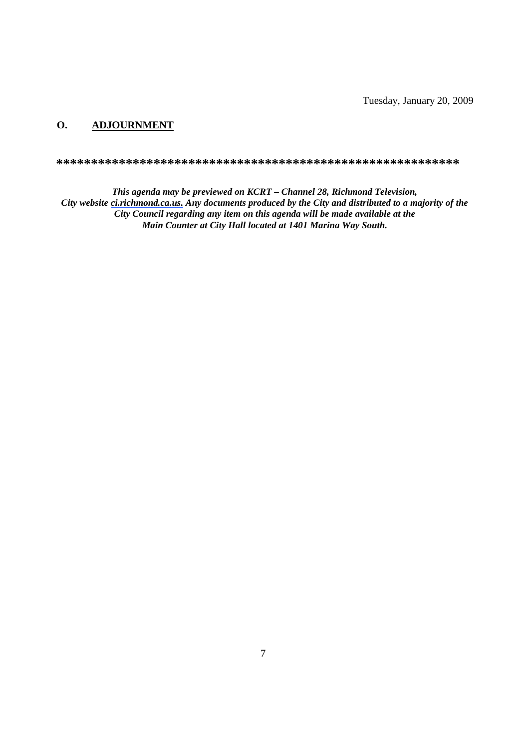## O. ADJOURNMENT

**************************************************************

***This agenda may be previewed on KCRT – Channel 28, Richmond Television, City website ci.richmond.ca.us. Any documents produced by the City and distributed to a majority of the City Council regarding any item on this agenda will be made available at the Main Counter at City Hall located at 1401 Marina Way South.***